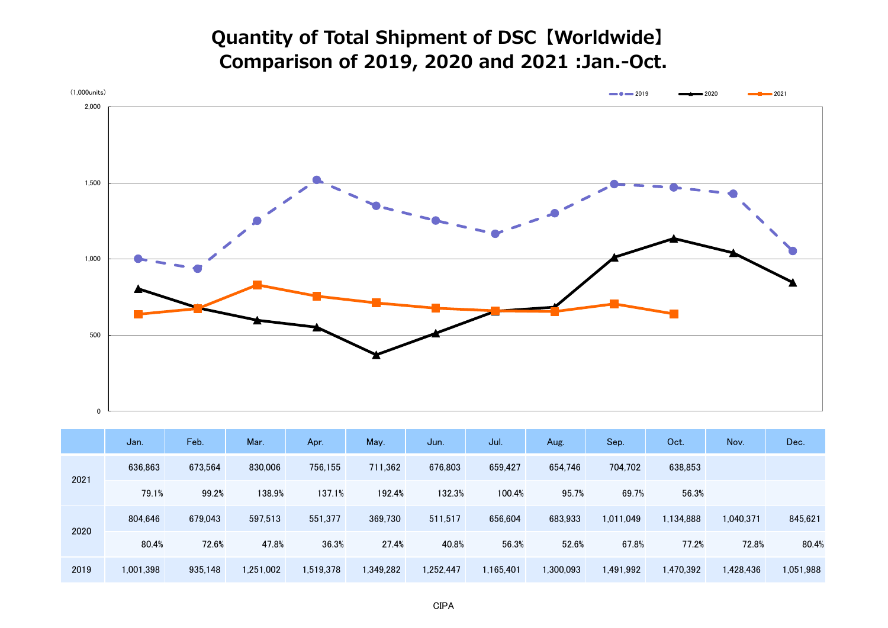# Quantity of Total Shipment of DSC【Worldwide】
# Comparison of 2019, 2020 and 2021 :Jan.-Oct.

(1,000units)

2019 / 2020 / 2021

| | Jan. | Feb. | Mar. | Apr. | May. | Jun. | Jul. | Aug. | Sep. | Oct. | Nov. | Dec. |
|---|---|---|---|---|---|---|---|---|---|---|---|---|
| 2021 | 636,863 | 673,564 | 830,006 | 756,155 | 711,362 | 676,803 | 659,427 | 654,746 | 704,702 | 638,853 | | |
| | 79.1% | 99.2% | 138.9% | 137.1% | 192.4% | 132.3% | 100.4% | 95.7% | 69.7% | 56.3% | | |
| 2020 | 804,646 | 679,043 | 597,513 | 551,377 | 369,730 | 511,517 | 656,604 | 683,933 | 1,011,049 | 1,134,888 | 1,040,371 | 845,621 |
| | 80.4% | 72.6% | 47.8% | 36.3% | 27.4% | 40.8% | 56.3% | 52.6% | 67.8% | 77.2% | 72.8% | 80.4% |
| 2019 | 1,001,398 | 935,148 | 1,251,002 | 1,519,378 | 1,349,282 | 1,252,447 | 1,165,401 | 1,300,093 | 1,491,992 | 1,470,392 | 1,428,436 | 1,051,988 |

CIPA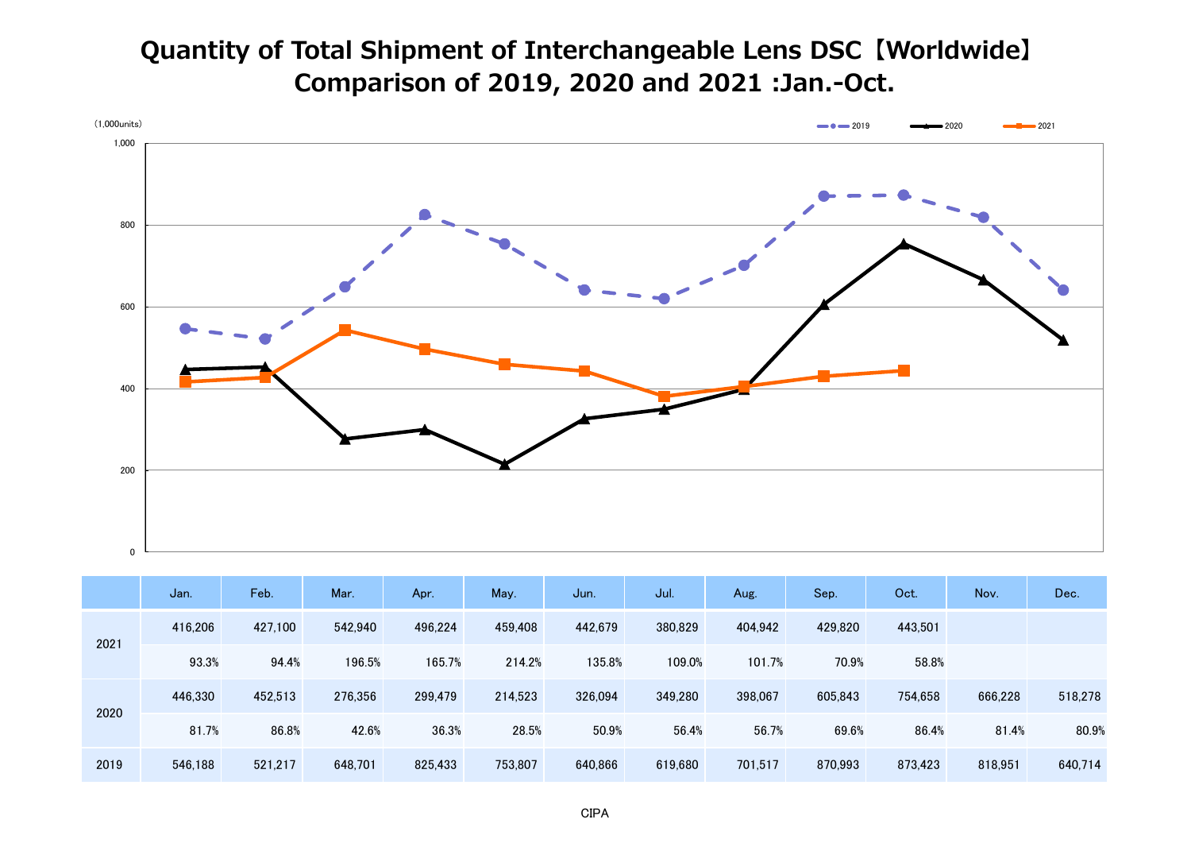# Quantity of Total Shipment of Interchangeable Lens DSC【Worldwide】
# Comparison of 2019, 2020 and 2021 :Jan.-Oct.

(1,000units)

|  |  | Jan. | Feb. | Mar. | Apr. | May. | Jun. | Jul. | Aug. | Sep. | Oct. | Nov. | Dec. |
|---|---|---|---|---|---|---|---|---|---|---|---|---|---|
| 2021 |  | 416,206 | 427,100 | 542,940 | 496,224 | 459,408 | 442,679 | 380,829 | 404,942 | 429,820 | 443,501 |  |  |
|  |  | 93.3% | 94.4% | 196.5% | 165.7% | 214.2% | 135.8% | 109.0% | 101.7% | 70.9% | 58.8% |  |  |
| 2020 |  | 446,330 | 452,513 | 276,356 | 299,479 | 214,523 | 326,094 | 349,280 | 398,067 | 605,843 | 754,658 | 666,228 | 518,278 |
|  |  | 81.7% | 86.8% | 42.6% | 36.3% | 28.5% | 50.9% | 56.4% | 56.7% | 69.6% | 86.4% | 81.4% | 80.9% |
| 2019 |  | 546,188 | 521,217 | 648,701 | 825,433 | 753,807 | 640,866 | 619,680 | 701,517 | 870,993 | 873,423 | 818,951 | 640,714 |

CIPA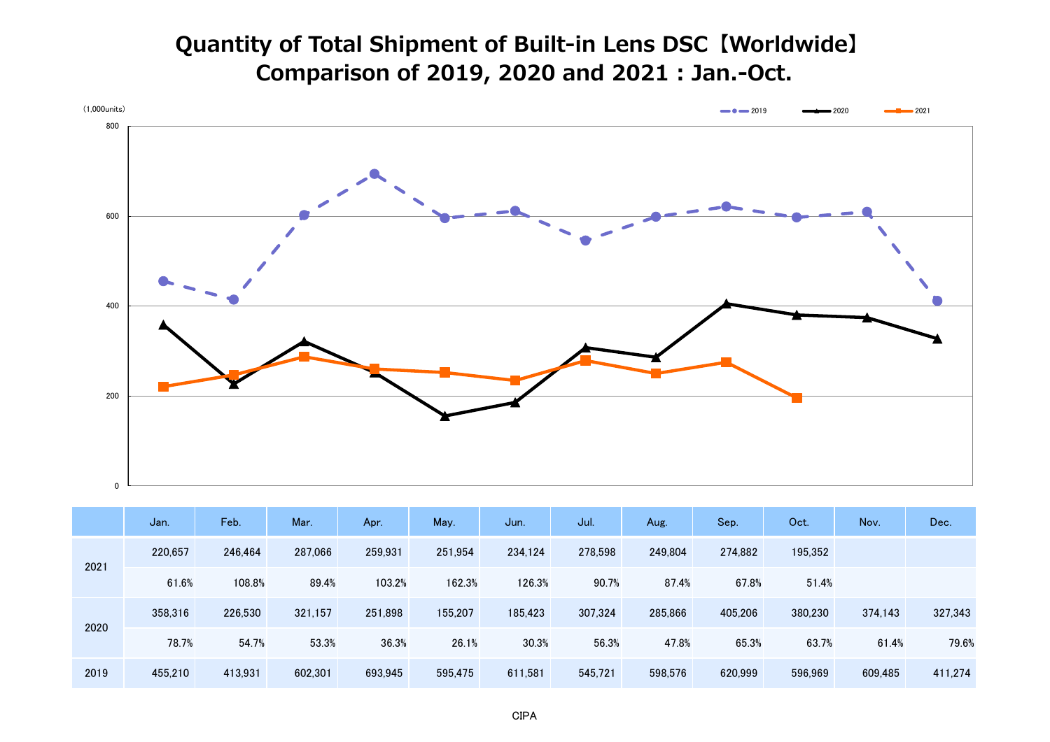# Quantity of Total Shipment of Built-in Lens DSC【Worldwide】
# Comparison of 2019, 2020 and 2021 : Jan.-Oct.

(1,000units)

800
600
400
200
0

2019
2020
2021

| | | Jan. | Feb. | Mar. | Apr. | May. | Jun. | Jul. | Aug. | Sep. | Oct. | Nov. | Dec. |
|---|---|---|---|---|---|---|---|---|---|---|---|---|---|
| 2021 | | 220,657 | 246,464 | 287,066 | 259,931 | 251,954 | 234,124 | 278,598 | 249,804 | 274,882 | 195,352 | | |
| | | 61.6% | 108.8% | 89.4% | 103.2% | 162.3% | 126.3% | 90.7% | 87.4% | 67.8% | 51.4% | | |
| 2020 | | 358,316 | 226,530 | 321,157 | 251,898 | 155,207 | 185,423 | 307,324 | 285,866 | 405,206 | 380,230 | 374,143 | 327,343 |
| | | 78.7% | 54.7% | 53.3% | 36.3% | 26.1% | 30.3% | 56.3% | 47.8% | 65.3% | 63.7% | 61.4% | 79.6% |
| 2019 | | 455,210 | 413,931 | 602,301 | 693,945 | 595,475 | 611,581 | 545,721 | 598,576 | 620,999 | 596,969 | 609,485 | 411,274 |

CIPA